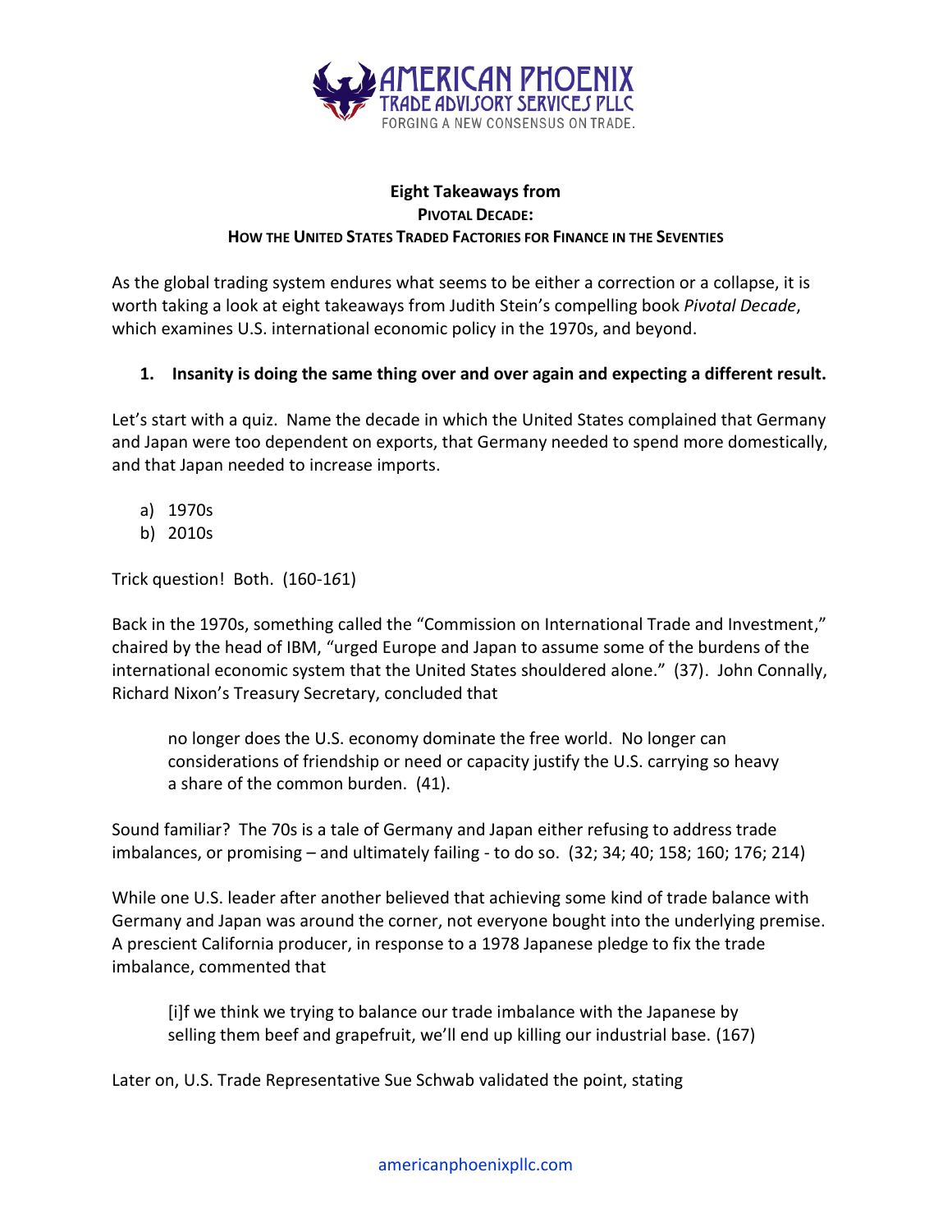AMERICAN PHOENIX
TRADE ADVISORY SERVICES PLLC
FORGING A NEW CONSENSUS ON TRADE.

# Eight Takeaways from
## PIVOTAL DECADE:
## HOW THE UNITED STATES TRADED FACTORIES FOR FINANCE IN THE SEVENTIES

As the global trading system endures what seems to be either a correction or a collapse, it is worth taking a look at eight takeaways from Judith Stein's compelling book *Pivotal Decade*, which examines U.S. international economic policy in the 1970s, and beyond.

1. **Insanity is doing the same thing over and over again and expecting a different result.**

Let's start with a quiz. Name the decade in which the United States complained that Germany and Japan were too dependent on exports, that Germany needed to spend more domestically, and that Japan needed to increase imports.

a) 1970s
b) 2010s

Trick question! Both. (160-161)

Back in the 1970s, something called the "Commission on International Trade and Investment," chaired by the head of IBM, "urged Europe and Japan to assume some of the burdens of the international economic system that the United States shouldered alone." (37). John Connally, Richard Nixon's Treasury Secretary, concluded that

> no longer does the U.S. economy dominate the free world. No longer can considerations of friendship or need or capacity justify the U.S. carrying so heavy a share of the common burden. (41).

Sound familiar? The 70s is a tale of Germany and Japan either refusing to address trade imbalances, or promising – and ultimately failing - to do so. (32; 34; 40; 158; 160; 176; 214)

While one U.S. leader after another believed that achieving some kind of trade balance with Germany and Japan was around the corner, not everyone bought into the underlying premise. A prescient California producer, in response to a 1978 Japanese pledge to fix the trade imbalance, commented that

> [i]f we think we trying to balance our trade imbalance with the Japanese by selling them beef and grapefruit, we'll end up killing our industrial base. (167)

Later on, U.S. Trade Representative Sue Schwab validated the point, stating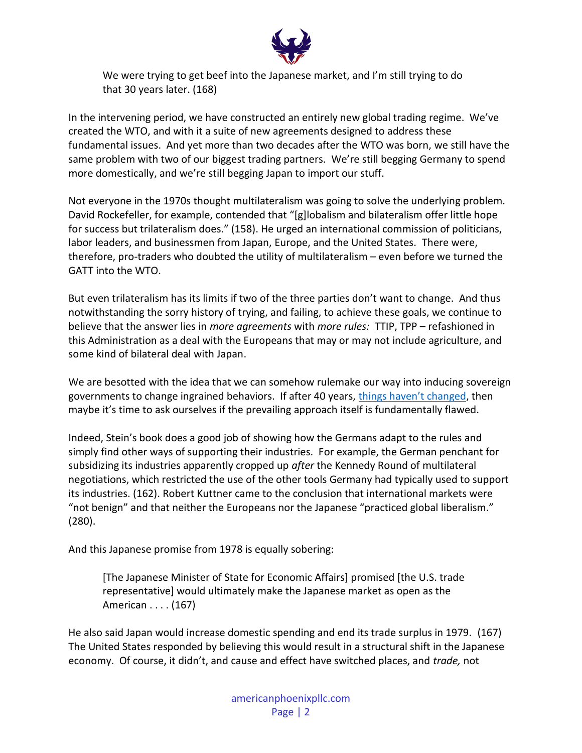> We were trying to get beef into the Japanese market, and I'm still trying to do that 30 years later. (168)

In the intervening period, we have constructed an entirely new global trading regime. We've created the WTO, and with it a suite of new agreements designed to address these fundamental issues. And yet more than two decades after the WTO was born, we still have the same problem with two of our biggest trading partners. We're still begging Germany to spend more domestically, and we're still begging Japan to import our stuff.

Not everyone in the 1970s thought multilateralism was going to solve the underlying problem. David Rockefeller, for example, contended that "[g]lobalism and bilateralism offer little hope for success but trilateralism does." (158). He urged an international commission of politicians, labor leaders, and businessmen from Japan, Europe, and the United States. There were, therefore, pro-traders who doubted the utility of multilateralism – even before we turned the GATT into the WTO.

But even trilateralism has its limits if two of the three parties don't want to change. And thus notwithstanding the sorry history of trying, and failing, to achieve these goals, we continue to believe that the answer lies in *more agreements* with *more rules:* TTIP, TPP – refashioned in this Administration as a deal with the Europeans that may or may not include agriculture, and some kind of bilateral deal with Japan.

We are besotted with the idea that we can somehow rulemake our way into inducing sovereign governments to change ingrained behaviors. If after 40 years, things haven't changed, then maybe it's time to ask ourselves if the prevailing approach itself is fundamentally flawed.

Indeed, Stein's book does a good job of showing how the Germans adapt to the rules and simply find other ways of supporting their industries. For example, the German penchant for subsidizing its industries apparently cropped up *after* the Kennedy Round of multilateral negotiations, which restricted the use of the other tools Germany had typically used to support its industries. (162). Robert Kuttner came to the conclusion that international markets were "not benign" and that neither the Europeans nor the Japanese "practiced global liberalism." (280).

And this Japanese promise from 1978 is equally sobering:

> [The Japanese Minister of State for Economic Affairs] promised [the U.S. trade representative] would ultimately make the Japanese market as open as the American . . . . (167)

He also said Japan would increase domestic spending and end its trade surplus in 1979. (167) The United States responded by believing this would result in a structural shift in the Japanese economy. Of course, it didn't, and cause and effect have switched places, and *trade,* not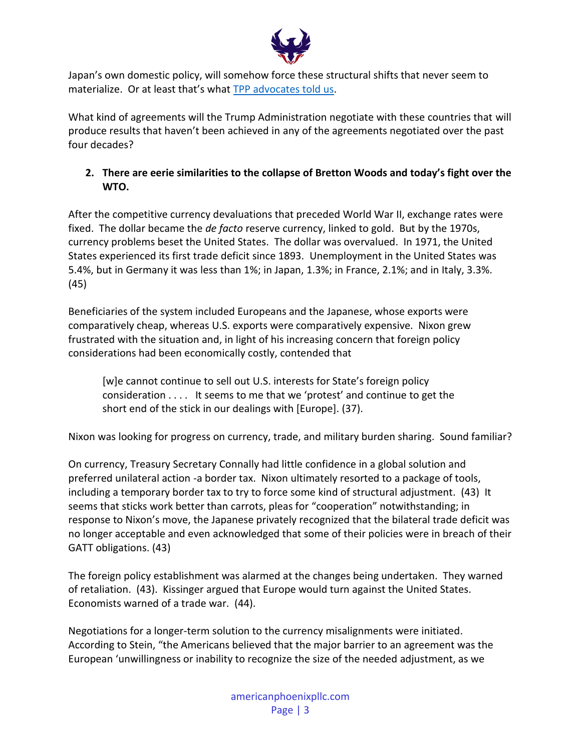Japan's own domestic policy, will somehow force these structural shifts that never seem to materialize. Or at least that's what [TPP advocates told us](#).

What kind of agreements will the Trump Administration negotiate with these countries that will produce results that haven't been achieved in any of the agreements negotiated over the past four decades?

**2. There are eerie similarities to the collapse of Bretton Woods and today's fight over the WTO.**

After the competitive currency devaluations that preceded World War II, exchange rates were fixed. The dollar became the *de facto* reserve currency, linked to gold. But by the 1970s, currency problems beset the United States. The dollar was overvalued. In 1971, the United States experienced its first trade deficit since 1893. Unemployment in the United States was 5.4%, but in Germany it was less than 1%; in Japan, 1.3%; in France, 2.1%; and in Italy, 3.3%. (45)

Beneficiaries of the system included Europeans and the Japanese, whose exports were comparatively cheap, whereas U.S. exports were comparatively expensive. Nixon grew frustrated with the situation and, in light of his increasing concern that foreign policy considerations had been economically costly, contended that

> [w]e cannot continue to sell out U.S. interests for State's foreign policy consideration . . . . It seems to me that we 'protest' and continue to get the short end of the stick in our dealings with [Europe]. (37).

Nixon was looking for progress on currency, trade, and military burden sharing. Sound familiar?

On currency, Treasury Secretary Connally had little confidence in a global solution and preferred unilateral action -a border tax. Nixon ultimately resorted to a package of tools, including a temporary border tax to try to force some kind of structural adjustment. (43) It seems that sticks work better than carrots, pleas for "cooperation" notwithstanding; in response to Nixon's move, the Japanese privately recognized that the bilateral trade deficit was no longer acceptable and even acknowledged that some of their policies were in breach of their GATT obligations. (43)

The foreign policy establishment was alarmed at the changes being undertaken. They warned of retaliation. (43). Kissinger argued that Europe would turn against the United States. Economists warned of a trade war. (44).

Negotiations for a longer-term solution to the currency misalignments were initiated. According to Stein, "the Americans believed that the major barrier to an agreement was the European 'unwillingness or inability to recognize the size of the needed adjustment, as we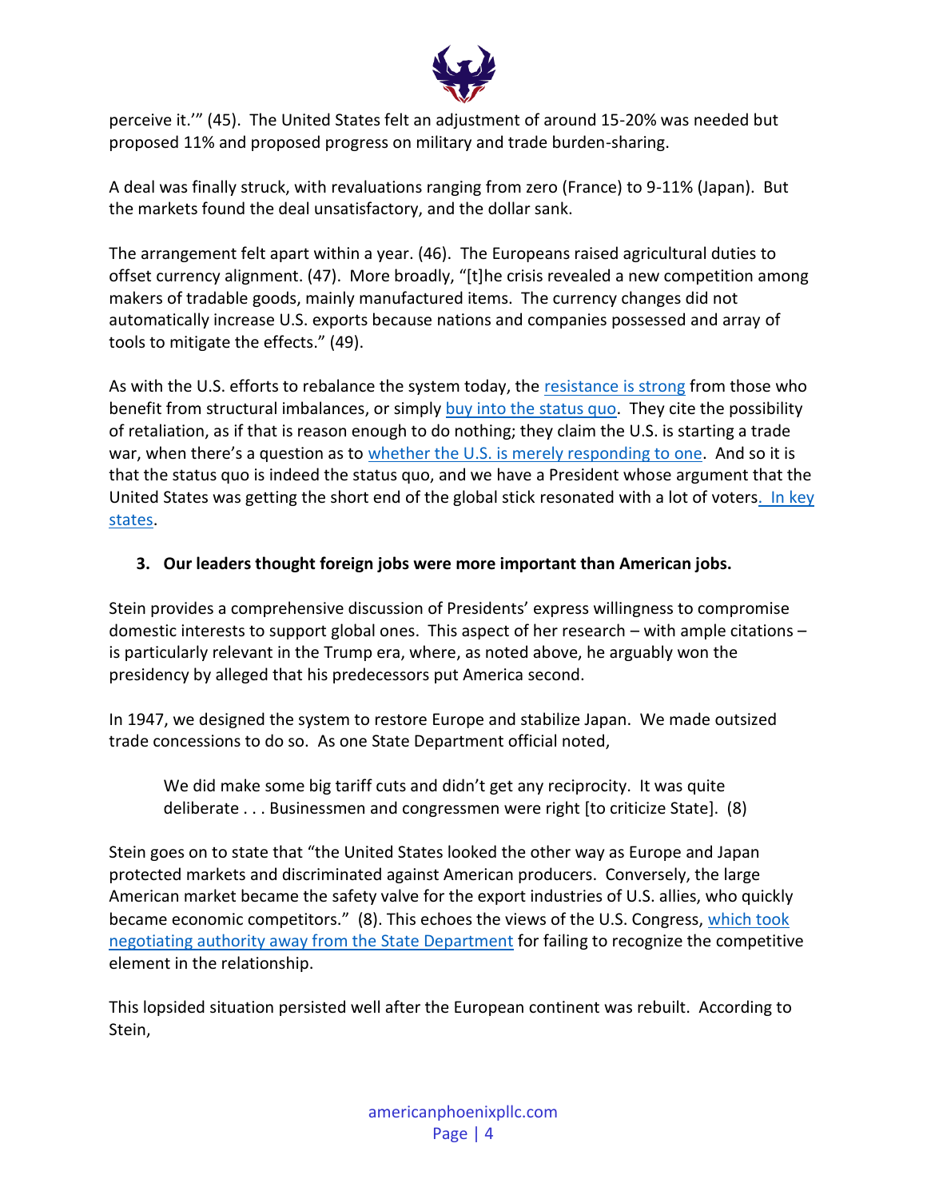perceive it.'" (45). The United States felt an adjustment of around 15-20% was needed but proposed 11% and proposed progress on military and trade burden-sharing.

A deal was finally struck, with revaluations ranging from zero (France) to 9-11% (Japan). But the markets found the deal unsatisfactory, and the dollar sank.

The arrangement felt apart within a year. (46). The Europeans raised agricultural duties to offset currency alignment. (47). More broadly, "[t]he crisis revealed a new competition among makers of tradable goods, mainly manufactured items. The currency changes did not automatically increase U.S. exports because nations and companies possessed and array of tools to mitigate the effects." (49).

As with the U.S. efforts to rebalance the system today, the resistance is strong from those who benefit from structural imbalances, or simply buy into the status quo. They cite the possibility of retaliation, as if that is reason enough to do nothing; they claim the U.S. is starting a trade war, when there's a question as to whether the U.S. is merely responding to one. And so it is that the status quo is indeed the status quo, and we have a President whose argument that the United States was getting the short end of the global stick resonated with a lot of voters. In key states.

**3. Our leaders thought foreign jobs were more important than American jobs.**

Stein provides a comprehensive discussion of Presidents' express willingness to compromise domestic interests to support global ones. This aspect of her research – with ample citations – is particularly relevant in the Trump era, where, as noted above, he arguably won the presidency by alleged that his predecessors put America second.

In 1947, we designed the system to restore Europe and stabilize Japan. We made outsized trade concessions to do so. As one State Department official noted,

> We did make some big tariff cuts and didn't get any reciprocity. It was quite deliberate . . . Businessmen and congressmen were right [to criticize State]. (8)

Stein goes on to state that "the United States looked the other way as Europe and Japan protected markets and discriminated against American producers. Conversely, the large American market became the safety valve for the export industries of U.S. allies, who quickly became economic competitors." (8). This echoes the views of the U.S. Congress, which took negotiating authority away from the State Department for failing to recognize the competitive element in the relationship.

This lopsided situation persisted well after the European continent was rebuilt. According to Stein,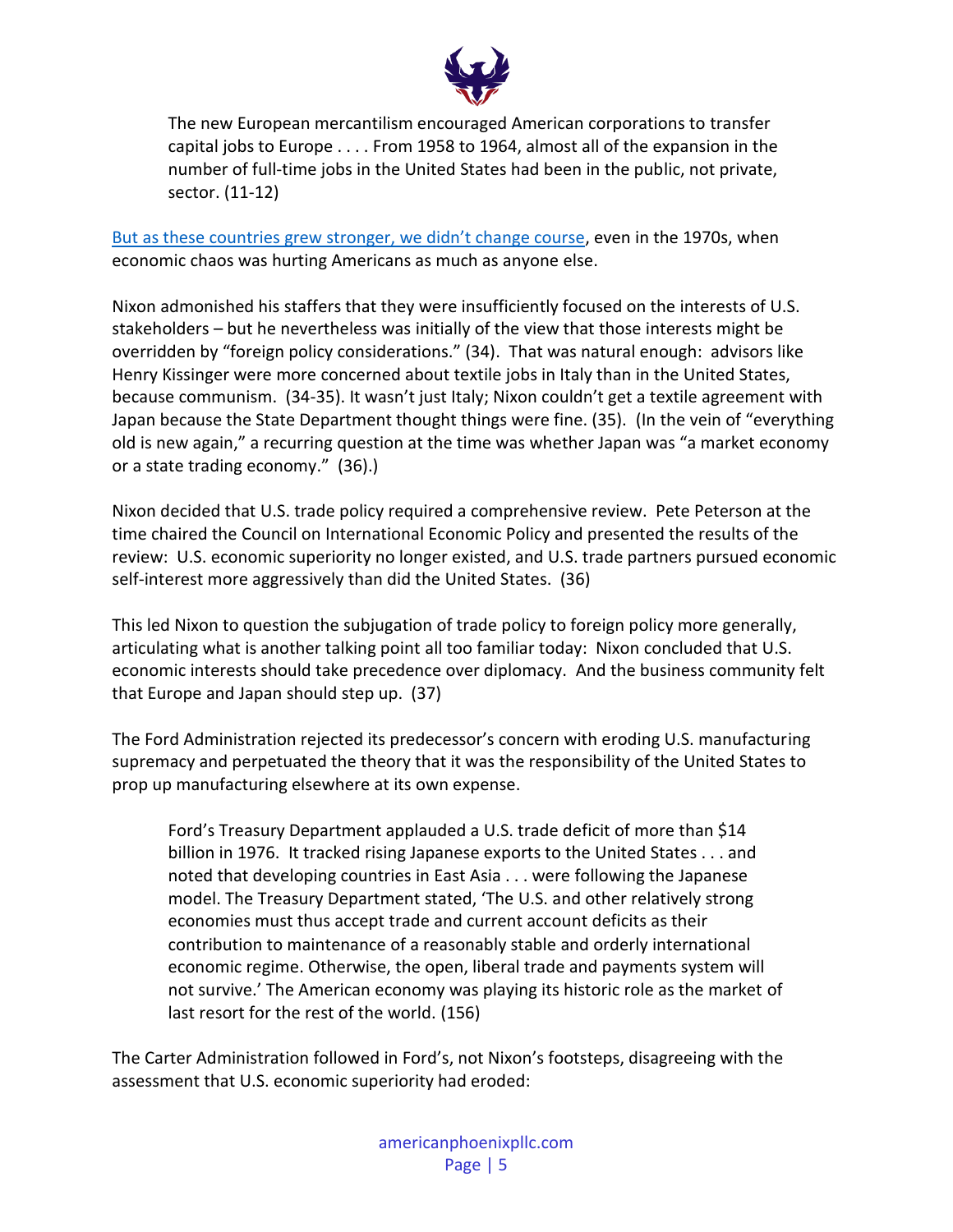> The new European mercantilism encouraged American corporations to transfer capital jobs to Europe . . . . From 1958 to 1964, almost all of the expansion in the number of full-time jobs in the United States had been in the public, not private, sector. (11-12)

But as these countries grew stronger, we didn't change course, even in the 1970s, when economic chaos was hurting Americans as much as anyone else.

Nixon admonished his staffers that they were insufficiently focused on the interests of U.S. stakeholders – but he nevertheless was initially of the view that those interests might be overridden by "foreign policy considerations." (34). That was natural enough: advisors like Henry Kissinger were more concerned about textile jobs in Italy than in the United States, because communism. (34-35). It wasn't just Italy; Nixon couldn't get a textile agreement with Japan because the State Department thought things were fine. (35). (In the vein of "everything old is new again," a recurring question at the time was whether Japan was "a market economy or a state trading economy." (36).)

Nixon decided that U.S. trade policy required a comprehensive review. Pete Peterson at the time chaired the Council on International Economic Policy and presented the results of the review: U.S. economic superiority no longer existed, and U.S. trade partners pursued economic self-interest more aggressively than did the United States. (36)

This led Nixon to question the subjugation of trade policy to foreign policy more generally, articulating what is another talking point all too familiar today: Nixon concluded that U.S. economic interests should take precedence over diplomacy. And the business community felt that Europe and Japan should step up. (37)

The Ford Administration rejected its predecessor's concern with eroding U.S. manufacturing supremacy and perpetuated the theory that it was the responsibility of the United States to prop up manufacturing elsewhere at its own expense.

> Ford's Treasury Department applauded a U.S. trade deficit of more than $14 billion in 1976. It tracked rising Japanese exports to the United States . . . and noted that developing countries in East Asia . . . were following the Japanese model. The Treasury Department stated, 'The U.S. and other relatively strong economies must thus accept trade and current account deficits as their contribution to maintenance of a reasonably stable and orderly international economic regime. Otherwise, the open, liberal trade and payments system will not survive.' The American economy was playing its historic role as the market of last resort for the rest of the world. (156)

The Carter Administration followed in Ford's, not Nixon's footsteps, disagreeing with the assessment that U.S. economic superiority had eroded: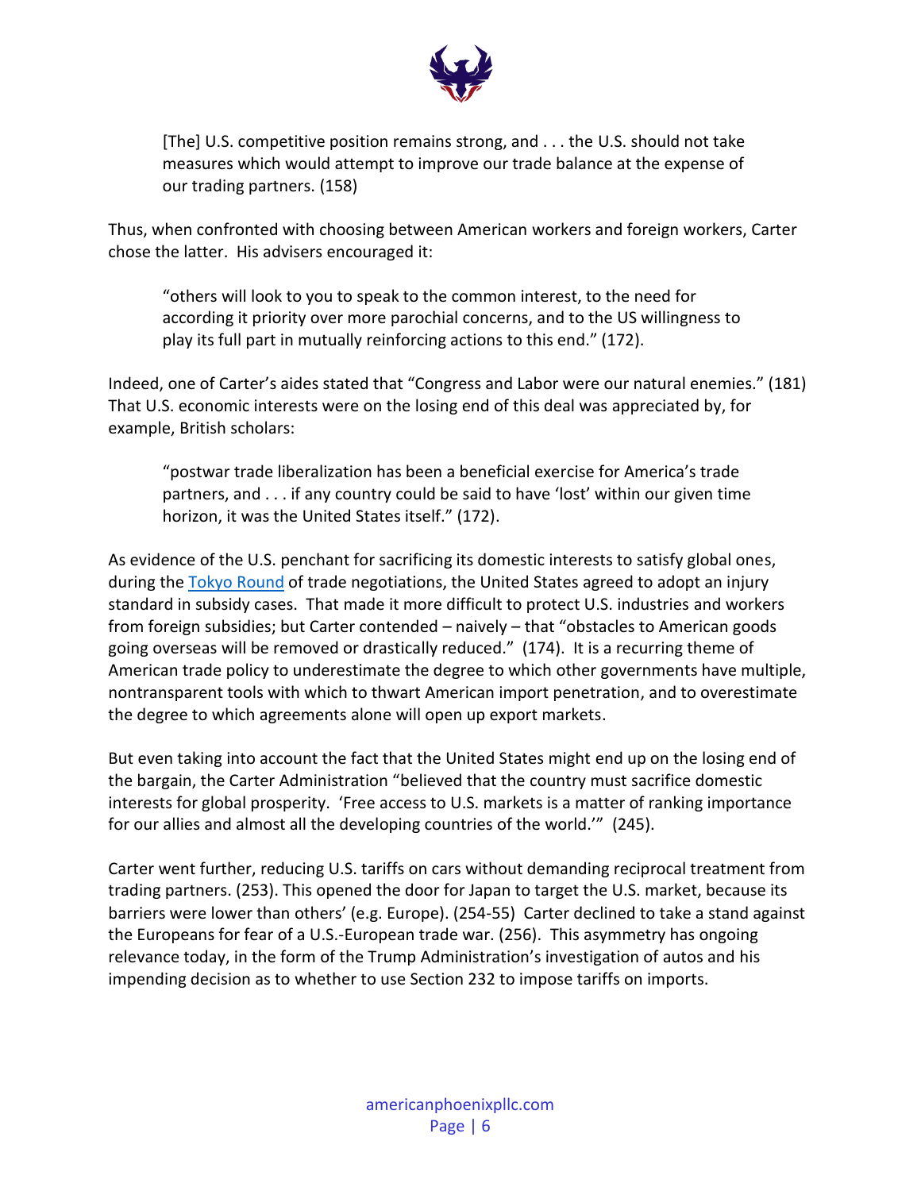> [The] U.S. competitive position remains strong, and . . . the U.S. should not take measures which would attempt to improve our trade balance at the expense of our trading partners. (158)

Thus, when confronted with choosing between American workers and foreign workers, Carter chose the latter. His advisers encouraged it:

> "others will look to you to speak to the common interest, to the need for according it priority over more parochial concerns, and to the US willingness to play its full part in mutually reinforcing actions to this end." (172).

Indeed, one of Carter's aides stated that "Congress and Labor were our natural enemies." (181) That U.S. economic interests were on the losing end of this deal was appreciated by, for example, British scholars:

> "postwar trade liberalization has been a beneficial exercise for America's trade partners, and . . . if any country could be said to have 'lost' within our given time horizon, it was the United States itself." (172).

As evidence of the U.S. penchant for sacrificing its domestic interests to satisfy global ones, during the [Tokyo Round](Tokyo Round) of trade negotiations, the United States agreed to adopt an injury standard in subsidy cases. That made it more difficult to protect U.S. industries and workers from foreign subsidies; but Carter contended – naively – that "obstacles to American goods going overseas will be removed or drastically reduced." (174). It is a recurring theme of American trade policy to underestimate the degree to which other governments have multiple, nontransparent tools with which to thwart American import penetration, and to overestimate the degree to which agreements alone will open up export markets.

But even taking into account the fact that the United States might end up on the losing end of the bargain, the Carter Administration "believed that the country must sacrifice domestic interests for global prosperity. 'Free access to U.S. markets is a matter of ranking importance for our allies and almost all the developing countries of the world.'" (245).

Carter went further, reducing U.S. tariffs on cars without demanding reciprocal treatment from trading partners. (253). This opened the door for Japan to target the U.S. market, because its barriers were lower than others' (e.g. Europe). (254-55) Carter declined to take a stand against the Europeans for fear of a U.S.-European trade war. (256). This asymmetry has ongoing relevance today, in the form of the Trump Administration's investigation of autos and his impending decision as to whether to use Section 232 to impose tariffs on imports.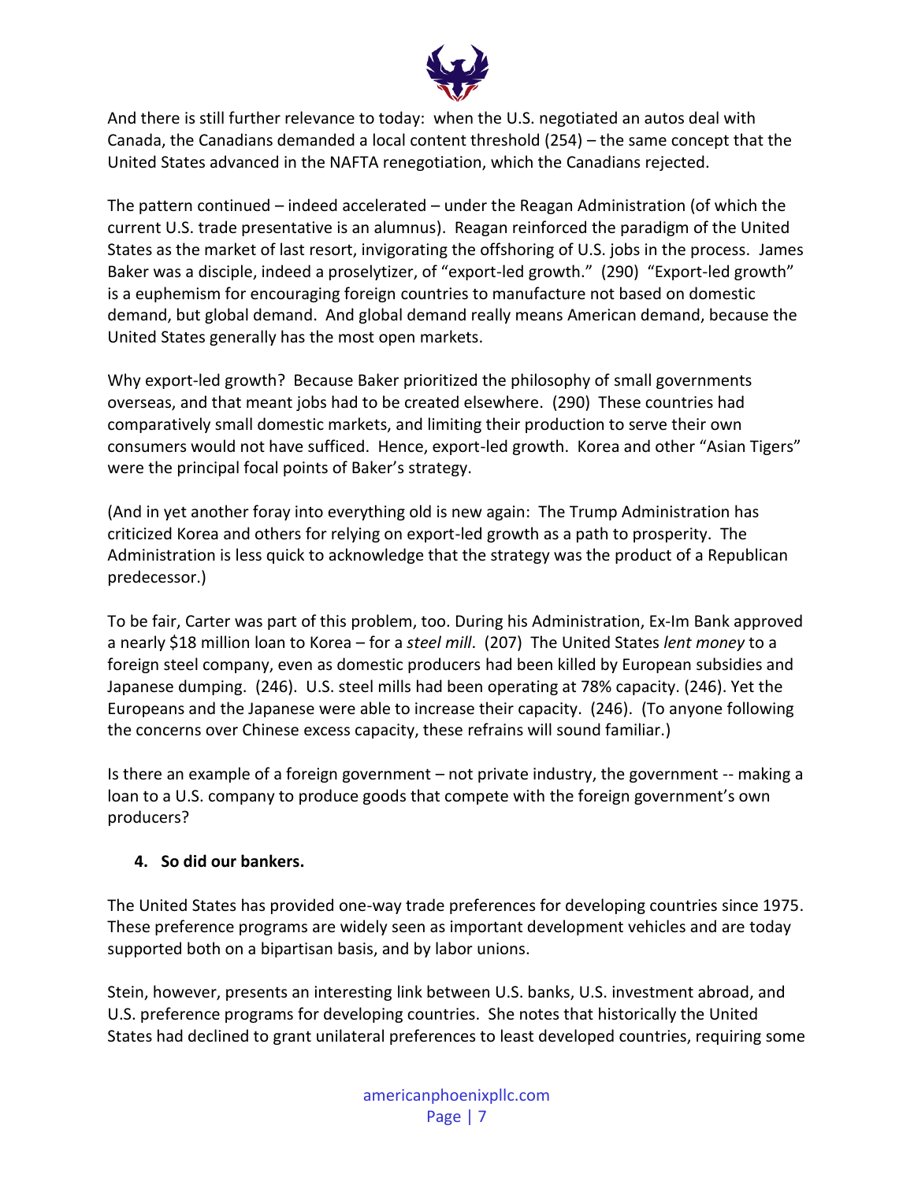And there is still further relevance to today: when the U.S. negotiated an autos deal with Canada, the Canadians demanded a local content threshold (254) – the same concept that the United States advanced in the NAFTA renegotiation, which the Canadians rejected.

The pattern continued – indeed accelerated – under the Reagan Administration (of which the current U.S. trade presentative is an alumnus). Reagan reinforced the paradigm of the United States as the market of last resort, invigorating the offshoring of U.S. jobs in the process. James Baker was a disciple, indeed a proselytizer, of "export-led growth." (290) "Export-led growth" is a euphemism for encouraging foreign countries to manufacture not based on domestic demand, but global demand. And global demand really means American demand, because the United States generally has the most open markets.

Why export-led growth? Because Baker prioritized the philosophy of small governments overseas, and that meant jobs had to be created elsewhere. (290) These countries had comparatively small domestic markets, and limiting their production to serve their own consumers would not have sufficed. Hence, export-led growth. Korea and other "Asian Tigers" were the principal focal points of Baker's strategy.

(And in yet another foray into everything old is new again: The Trump Administration has criticized Korea and others for relying on export-led growth as a path to prosperity. The Administration is less quick to acknowledge that the strategy was the product of a Republican predecessor.)

To be fair, Carter was part of this problem, too. During his Administration, Ex-Im Bank approved a nearly $18 million loan to Korea – for a *steel mill*. (207) The United States *lent money* to a foreign steel company, even as domestic producers had been killed by European subsidies and Japanese dumping. (246). U.S. steel mills had been operating at 78% capacity. (246). Yet the Europeans and the Japanese were able to increase their capacity. (246). (To anyone following the concerns over Chinese excess capacity, these refrains will sound familiar.)

Is there an example of a foreign government – not private industry, the government -- making a loan to a U.S. company to produce goods that compete with the foreign government's own producers?

**4. So did our bankers.**

The United States has provided one-way trade preferences for developing countries since 1975. These preference programs are widely seen as important development vehicles and are today supported both on a bipartisan basis, and by labor unions.

Stein, however, presents an interesting link between U.S. banks, U.S. investment abroad, and U.S. preference programs for developing countries. She notes that historically the United States had declined to grant unilateral preferences to least developed countries, requiring some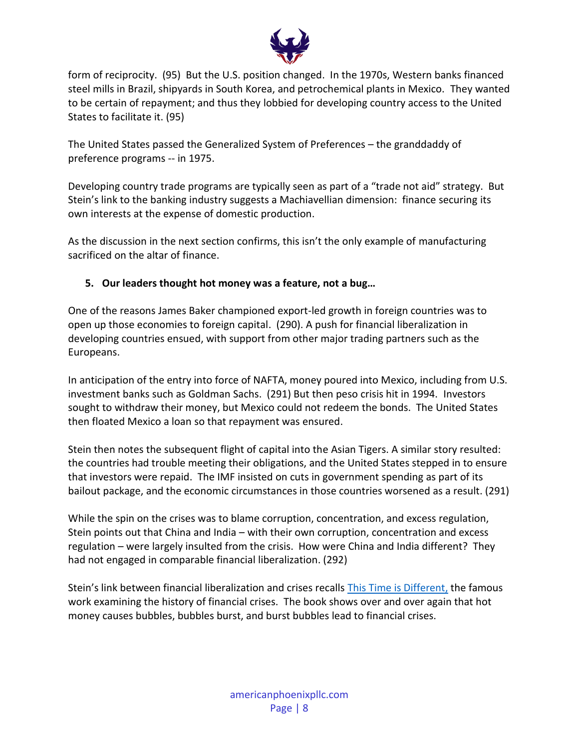form of reciprocity. (95) But the U.S. position changed. In the 1970s, Western banks financed steel mills in Brazil, shipyards in South Korea, and petrochemical plants in Mexico. They wanted to be certain of repayment; and thus they lobbied for developing country access to the United States to facilitate it. (95)

The United States passed the Generalized System of Preferences – the granddaddy of preference programs -- in 1975.

Developing country trade programs are typically seen as part of a "trade not aid" strategy. But Stein's link to the banking industry suggests a Machiavellian dimension: finance securing its own interests at the expense of domestic production.

As the discussion in the next section confirms, this isn't the only example of manufacturing sacrificed on the altar of finance.

5. **Our leaders thought hot money was a feature, not a bug…**

One of the reasons James Baker championed export-led growth in foreign countries was to open up those economies to foreign capital. (290). A push for financial liberalization in developing countries ensued, with support from other major trading partners such as the Europeans.

In anticipation of the entry into force of NAFTA, money poured into Mexico, including from U.S. investment banks such as Goldman Sachs. (291) But then peso crisis hit in 1994. Investors sought to withdraw their money, but Mexico could not redeem the bonds. The United States then floated Mexico a loan so that repayment was ensured.

Stein then notes the subsequent flight of capital into the Asian Tigers. A similar story resulted: the countries had trouble meeting their obligations, and the United States stepped in to ensure that investors were repaid. The IMF insisted on cuts in government spending as part of its bailout package, and the economic circumstances in those countries worsened as a result. (291)

While the spin on the crises was to blame corruption, concentration, and excess regulation, Stein points out that China and India – with their own corruption, concentration and excess regulation – were largely insulted from the crisis. How were China and India different? They had not engaged in comparable financial liberalization. (292)

Stein's link between financial liberalization and crises recalls [This Time is Different,]() the famous work examining the history of financial crises. The book shows over and over again that hot money causes bubbles, bubbles burst, and burst bubbles lead to financial crises.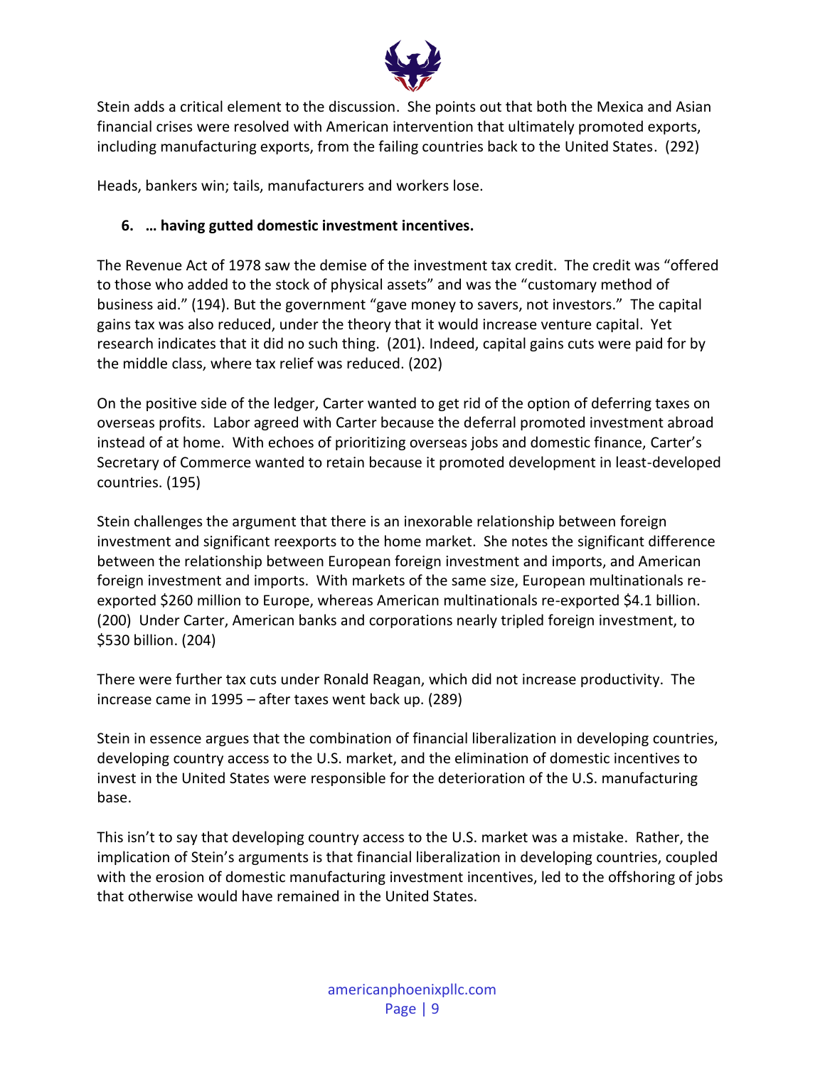Stein adds a critical element to the discussion. She points out that both the Mexica and Asian financial crises were resolved with American intervention that ultimately promoted exports, including manufacturing exports, from the failing countries back to the United States. (292)

Heads, bankers win; tails, manufacturers and workers lose.

6. **… having gutted domestic investment incentives.**

The Revenue Act of 1978 saw the demise of the investment tax credit. The credit was "offered to those who added to the stock of physical assets" and was the "customary method of business aid." (194). But the government "gave money to savers, not investors." The capital gains tax was also reduced, under the theory that it would increase venture capital. Yet research indicates that it did no such thing. (201). Indeed, capital gains cuts were paid for by the middle class, where tax relief was reduced. (202)

On the positive side of the ledger, Carter wanted to get rid of the option of deferring taxes on overseas profits. Labor agreed with Carter because the deferral promoted investment abroad instead of at home. With echoes of prioritizing overseas jobs and domestic finance, Carter's Secretary of Commerce wanted to retain because it promoted development in least-developed countries. (195)

Stein challenges the argument that there is an inexorable relationship between foreign investment and significant reexports to the home market. She notes the significant difference between the relationship between European foreign investment and imports, and American foreign investment and imports. With markets of the same size, European multinationals re-exported $260 million to Europe, whereas American multinationals re-exported $4.1 billion. (200) Under Carter, American banks and corporations nearly tripled foreign investment, to $530 billion. (204)

There were further tax cuts under Ronald Reagan, which did not increase productivity. The increase came in 1995 – after taxes went back up. (289)

Stein in essence argues that the combination of financial liberalization in developing countries, developing country access to the U.S. market, and the elimination of domestic incentives to invest in the United States were responsible for the deterioration of the U.S. manufacturing base.

This isn't to say that developing country access to the U.S. market was a mistake. Rather, the implication of Stein's arguments is that financial liberalization in developing countries, coupled with the erosion of domestic manufacturing investment incentives, led to the offshoring of jobs that otherwise would have remained in the United States.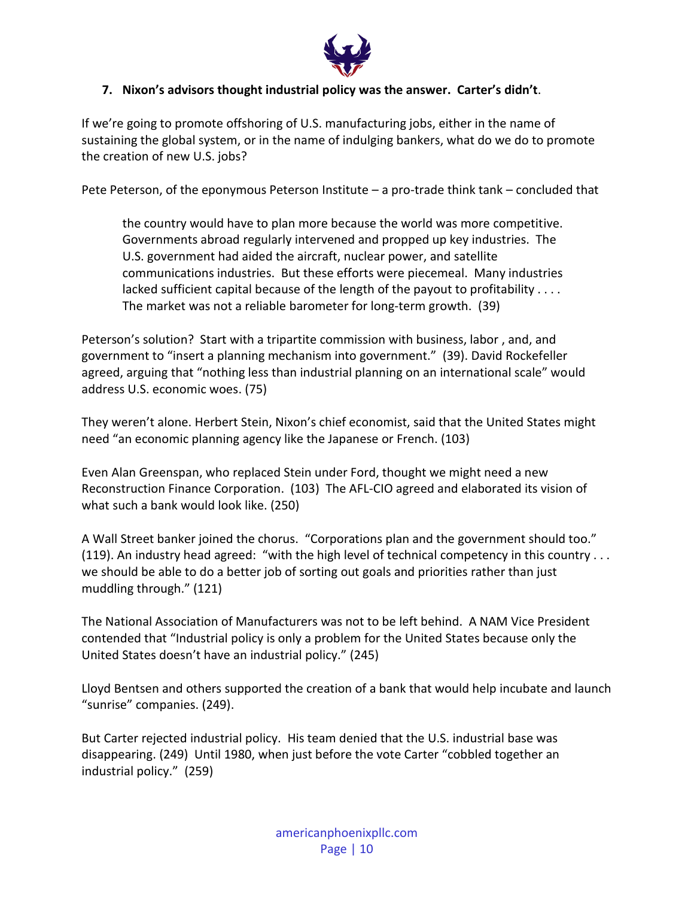### 7. Nixon's advisors thought industrial policy was the answer. Carter's didn't.

If we're going to promote offshoring of U.S. manufacturing jobs, either in the name of sustaining the global system, or in the name of indulging bankers, what do we do to promote the creation of new U.S. jobs?

Pete Peterson, of the eponymous Peterson Institute – a pro-trade think tank – concluded that

> the country would have to plan more because the world was more competitive. Governments abroad regularly intervened and propped up key industries. The U.S. government had aided the aircraft, nuclear power, and satellite communications industries. But these efforts were piecemeal. Many industries lacked sufficient capital because of the length of the payout to profitability . . . . The market was not a reliable barometer for long-term growth. (39)

Peterson's solution? Start with a tripartite commission with business, labor , and, and government to "insert a planning mechanism into government." (39). David Rockefeller agreed, arguing that "nothing less than industrial planning on an international scale" would address U.S. economic woes. (75)

They weren't alone. Herbert Stein, Nixon's chief economist, said that the United States might need "an economic planning agency like the Japanese or French. (103)

Even Alan Greenspan, who replaced Stein under Ford, thought we might need a new Reconstruction Finance Corporation. (103) The AFL-CIO agreed and elaborated its vision of what such a bank would look like. (250)

A Wall Street banker joined the chorus. "Corporations plan and the government should too." (119). An industry head agreed: "with the high level of technical competency in this country . . . we should be able to do a better job of sorting out goals and priorities rather than just muddling through." (121)

The National Association of Manufacturers was not to be left behind. A NAM Vice President contended that "Industrial policy is only a problem for the United States because only the United States doesn't have an industrial policy." (245)

Lloyd Bentsen and others supported the creation of a bank that would help incubate and launch "sunrise" companies. (249).

But Carter rejected industrial policy. His team denied that the U.S. industrial base was disappearing. (249) Until 1980, when just before the vote Carter "cobbled together an industrial policy." (259)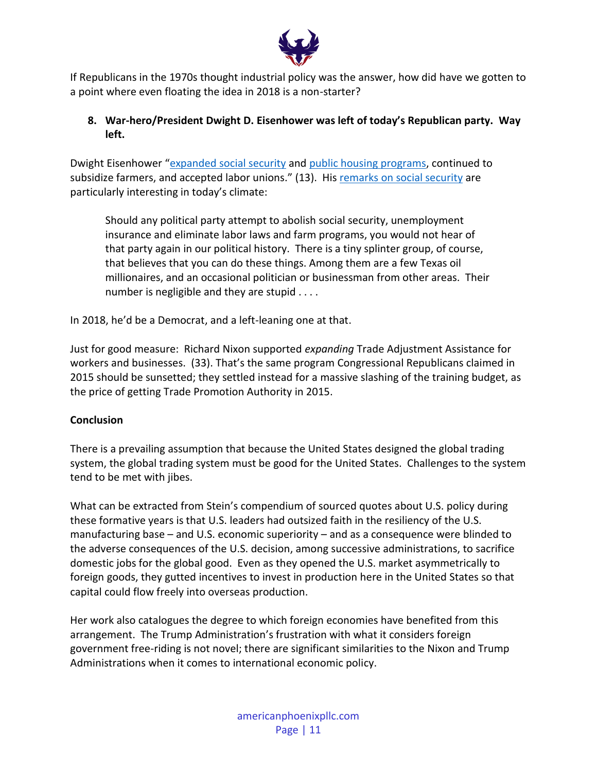If Republicans in the 1970s thought industrial policy was the answer, how did have we gotten to a point where even floating the idea in 2018 is a non-starter?

8. **War-hero/President Dwight D. Eisenhower was left of today's Republican party. Way left.**

Dwight Eisenhower "expanded social security and public housing programs, continued to subsidize farmers, and accepted labor unions." (13). His remarks on social security are particularly interesting in today's climate:

> Should any political party attempt to abolish social security, unemployment insurance and eliminate labor laws and farm programs, you would not hear of that party again in our political history. There is a tiny splinter group, of course, that believes that you can do these things. Among them are a few Texas oil millionaires, and an occasional politician or businessman from other areas. Their number is negligible and they are stupid . . . .

In 2018, he'd be a Democrat, and a left-leaning one at that.

Just for good measure: Richard Nixon supported *expanding* Trade Adjustment Assistance for workers and businesses. (33). That's the same program Congressional Republicans claimed in 2015 should be sunsetted; they settled instead for a massive slashing of the training budget, as the price of getting Trade Promotion Authority in 2015.

**Conclusion**

There is a prevailing assumption that because the United States designed the global trading system, the global trading system must be good for the United States. Challenges to the system tend to be met with jibes.

What can be extracted from Stein's compendium of sourced quotes about U.S. policy during these formative years is that U.S. leaders had outsized faith in the resiliency of the U.S. manufacturing base – and U.S. economic superiority – and as a consequence were blinded to the adverse consequences of the U.S. decision, among successive administrations, to sacrifice domestic jobs for the global good. Even as they opened the U.S. market asymmetrically to foreign goods, they gutted incentives to invest in production here in the United States so that capital could flow freely into overseas production.

Her work also catalogues the degree to which foreign economies have benefited from this arrangement. The Trump Administration's frustration with what it considers foreign government free-riding is not novel; there are significant similarities to the Nixon and Trump Administrations when it comes to international economic policy.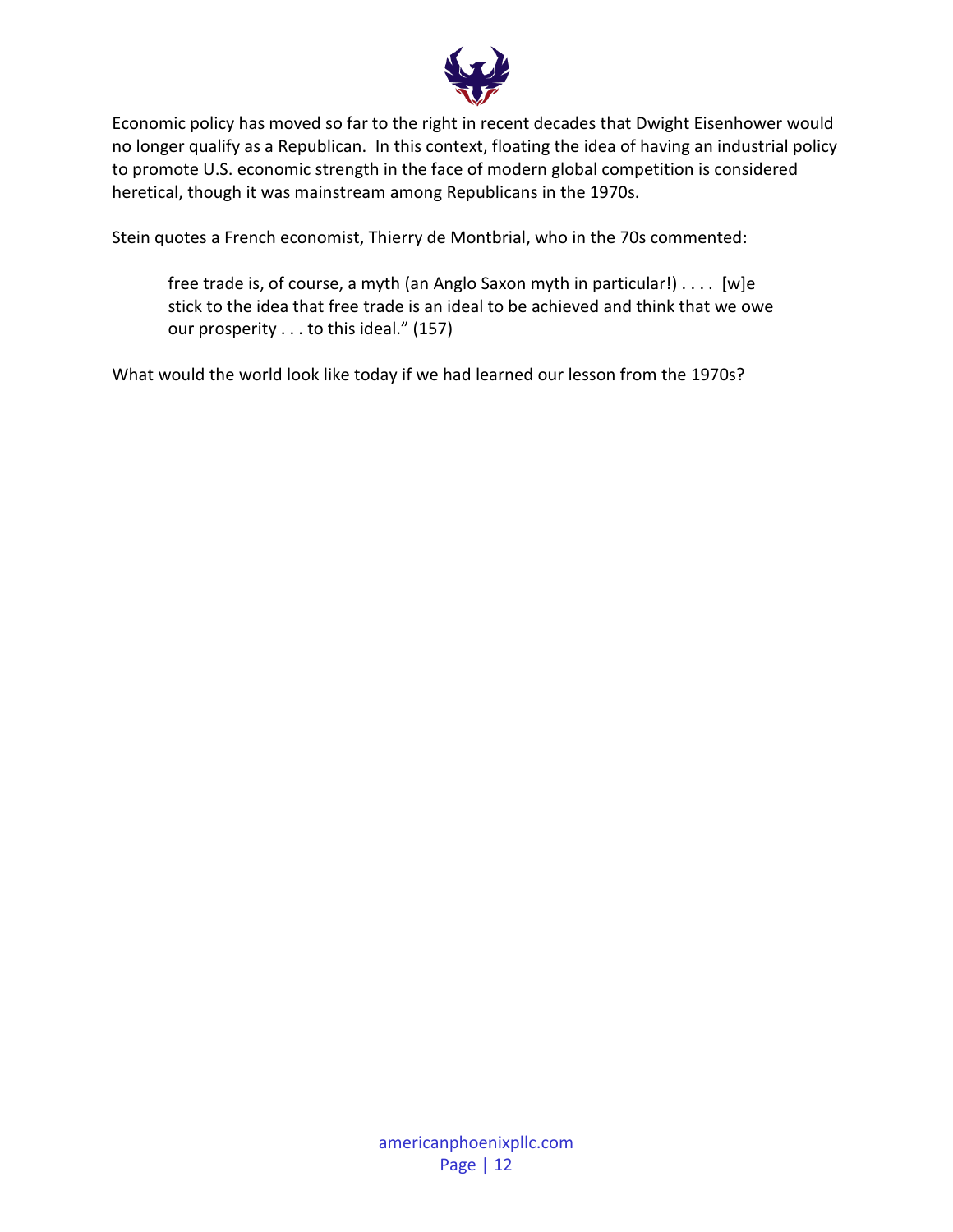Economic policy has moved so far to the right in recent decades that Dwight Eisenhower would no longer qualify as a Republican. In this context, floating the idea of having an industrial policy to promote U.S. economic strength in the face of modern global competition is considered heretical, though it was mainstream among Republicans in the 1970s.

Stein quotes a French economist, Thierry de Montbrial, who in the 70s commented:

> free trade is, of course, a myth (an Anglo Saxon myth in particular!) . . . . [w]e stick to the idea that free trade is an ideal to be achieved and think that we owe our prosperity . . . to this ideal." (157)

What would the world look like today if we had learned our lesson from the 1970s?